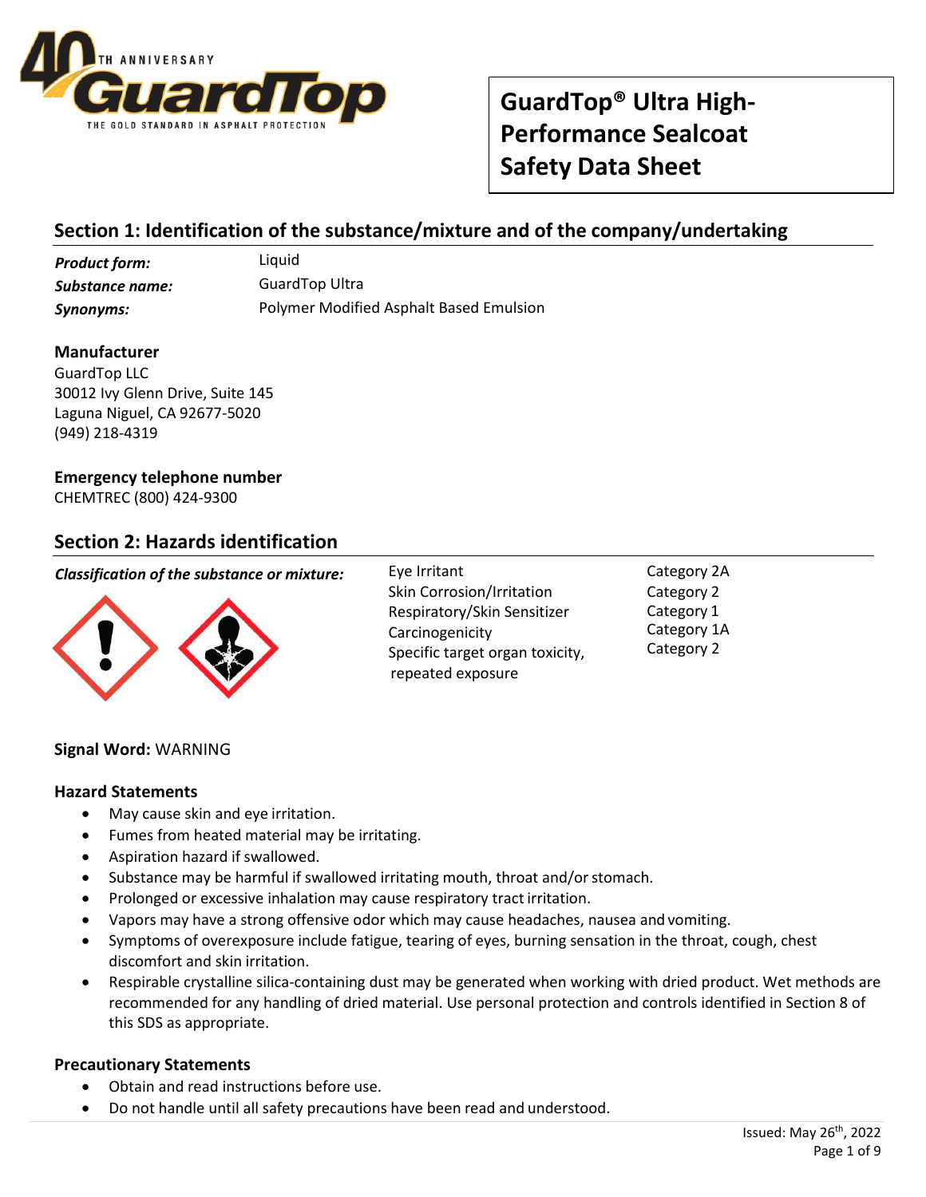# GuardTop® Ultra High-Performance Sealcoat Safety Data Sheet

## Section 1: Identification of the substance/mixture and of the company/undertaking

| | |
|---|---|
| ***Product form:*** | Liquid |
| ***Substance name:*** | GuardTop Ultra |
| ***Synonyms:*** | Polymer Modified Asphalt Based Emulsion |

**Manufacturer**
GuardTop LLC
30012 Ivy Glenn Drive, Suite 145
Laguna Niguel, CA 92677-5020
(949) 218-4319

**Emergency telephone number**
CHEMTREC (800) 424-9300

## Section 2: Hazards identification

***Classification of the substance or mixture:***

| Hazard | Category |
|---|---|
| Eye Irritant | Category 2A |
| Skin Corrosion/Irritation | Category 2 |
| Respiratory/Skin Sensitizer | Category 1 |
| Carcinogenicity | Category 1A |
| Specific target organ toxicity, repeated exposure | Category 2 |

**Signal Word:** WARNING

**Hazard Statements**

- May cause skin and eye irritation.
- Fumes from heated material may be irritating.
- Aspiration hazard if swallowed.
- Substance may be harmful if swallowed irritating mouth, throat and/or stomach.
- Prolonged or excessive inhalation may cause respiratory tract irritation.
- Vapors may have a strong offensive odor which may cause headaches, nausea and vomiting.
- Symptoms of overexposure include fatigue, tearing of eyes, burning sensation in the throat, cough, chest discomfort and skin irritation.
- Respirable crystalline silica-containing dust may be generated when working with dried product. Wet methods are recommended for any handling of dried material. Use personal protection and controls identified in Section 8 of this SDS as appropriate.

**Precautionary Statements**

- Obtain and read instructions before use.
- Do not handle until all safety precautions have been read and understood.

Issued: May 26th, 2022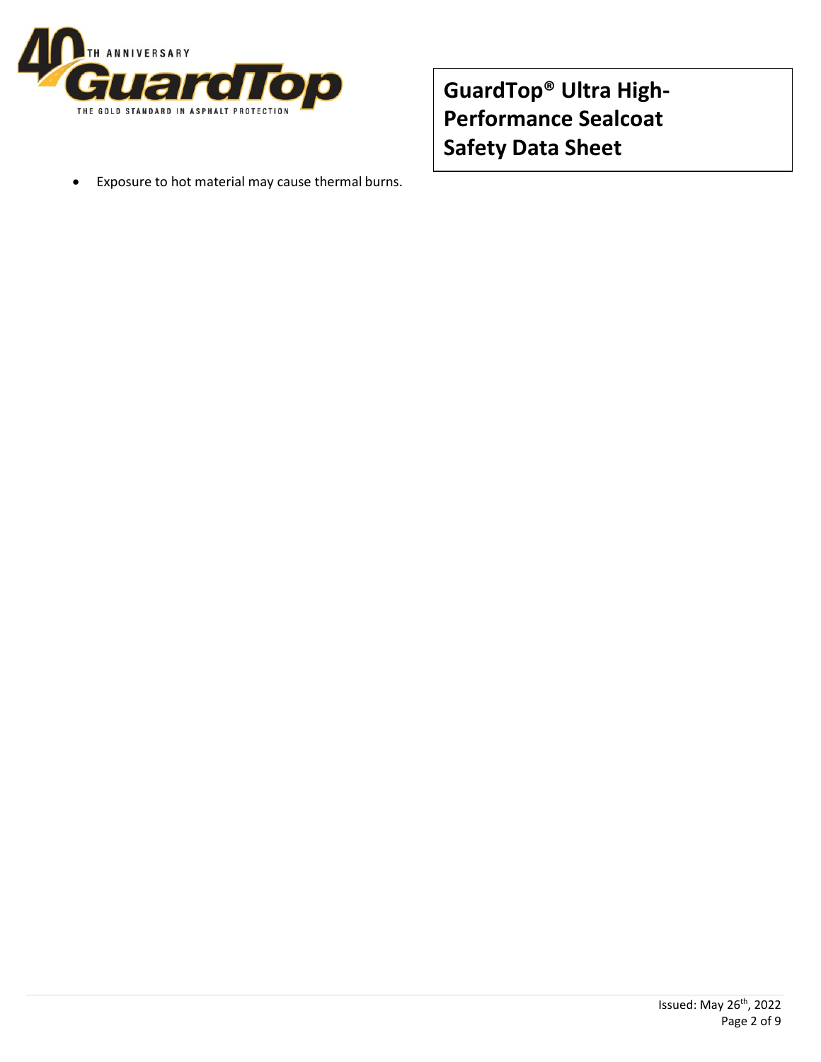- Exposure to hot material may cause thermal burns.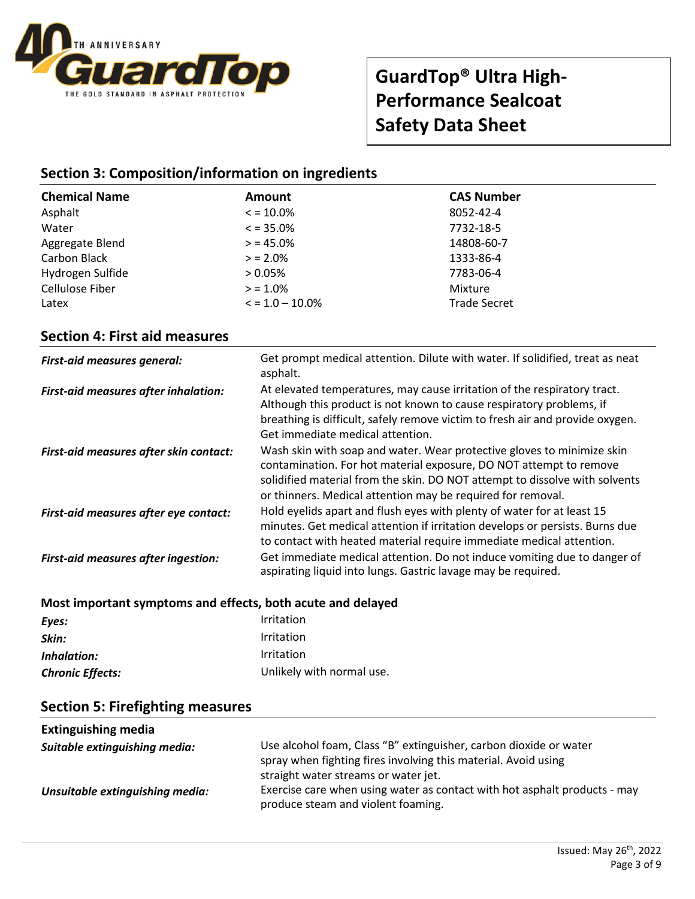## Section 3: Composition/information on ingredients

| Chemical Name | Amount | CAS Number |
|---|---|---|
| Asphalt | < = 10.0% | 8052-42-4 |
| Water | < = 35.0% | 7732-18-5 |
| Aggregate Blend | > = 45.0% | 14808-60-7 |
| Carbon Black | > = 2.0% | 1333-86-4 |
| Hydrogen Sulfide | > 0.05% | 7783-06-4 |
| Cellulose Fiber | > = 1.0% | Mixture |
| Latex | < = 1.0 – 10.0% | Trade Secret |

## Section 4: First aid measures

***First-aid measures general:*** Get prompt medical attention. Dilute with water. If solidified, treat as neat asphalt.

***First-aid measures after inhalation:*** At elevated temperatures, may cause irritation of the respiratory tract. Although this product is not known to cause respiratory problems, if breathing is difficult, safely remove victim to fresh air and provide oxygen. Get immediate medical attention.

***First-aid measures after skin contact:*** Wash skin with soap and water. Wear protective gloves to minimize skin contamination. For hot material exposure, DO NOT attempt to remove solidified material from the skin. DO NOT attempt to dissolve with solvents or thinners. Medical attention may be required for removal.

***First-aid measures after eye contact:*** Hold eyelids apart and flush eyes with plenty of water for at least 15 minutes. Get medical attention if irritation develops or persists. Burns due to contact with heated material require immediate medical attention.

***First-aid measures after ingestion:*** Get immediate medical attention. Do not induce vomiting due to danger of aspirating liquid into lungs. Gastric lavage may be required.

### Most important symptoms and effects, both acute and delayed

***Eyes:*** Irritation

***Skin:*** Irritation

***Inhalation:*** Irritation

***Chronic Effects:*** Unlikely with normal use.

## Section 5: Firefighting measures

### Extinguishing media

***Suitable extinguishing media:*** Use alcohol foam, Class "B" extinguisher, carbon dioxide or water spray when fighting fires involving this material. Avoid using straight water streams or water jet.

***Unsuitable extinguishing media:*** Exercise care when using water as contact with hot asphalt products - may produce steam and violent foaming.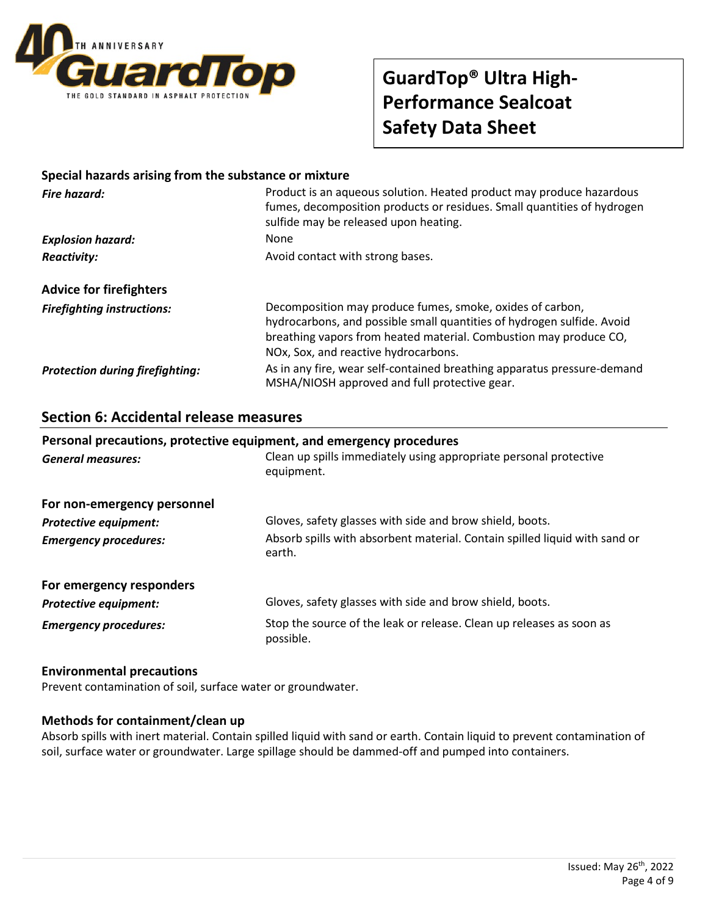### Special hazards arising from the substance or mixture

***Fire hazard:*** Product is an aqueous solution. Heated product may produce hazardous fumes, decomposition products or residues. Small quantities of hydrogen sulfide may be released upon heating.

***Explosion hazard:*** None

***Reactivity:*** Avoid contact with strong bases.

### Advice for firefighters

***Firefighting instructions:*** Decomposition may produce fumes, smoke, oxides of carbon, hydrocarbons, and possible small quantities of hydrogen sulfide. Avoid breathing vapors from heated material. Combustion may produce CO, NOx, Sox, and reactive hydrocarbons.

***Protection during firefighting:*** As in any fire, wear self-contained breathing apparatus pressure-demand MSHA/NIOSH approved and full protective gear.

## Section 6: Accidental release measures

### Personal precautions, protective equipment, and emergency procedures

***General measures:*** Clean up spills immediately using appropriate personal protective equipment.

### For non-emergency personnel

***Protective equipment:*** Gloves, safety glasses with side and brow shield, boots.

***Emergency procedures:*** Absorb spills with absorbent material. Contain spilled liquid with sand or earth.

### For emergency responders

***Protective equipment:*** Gloves, safety glasses with side and brow shield, boots.

***Emergency procedures:*** Stop the source of the leak or release. Clean up releases as soon as possible.

### Environmental precautions

Prevent contamination of soil, surface water or groundwater.

### Methods for containment/clean up

Absorb spills with inert material. Contain spilled liquid with sand or earth. Contain liquid to prevent contamination of soil, surface water or groundwater. Large spillage should be dammed-off and pumped into containers.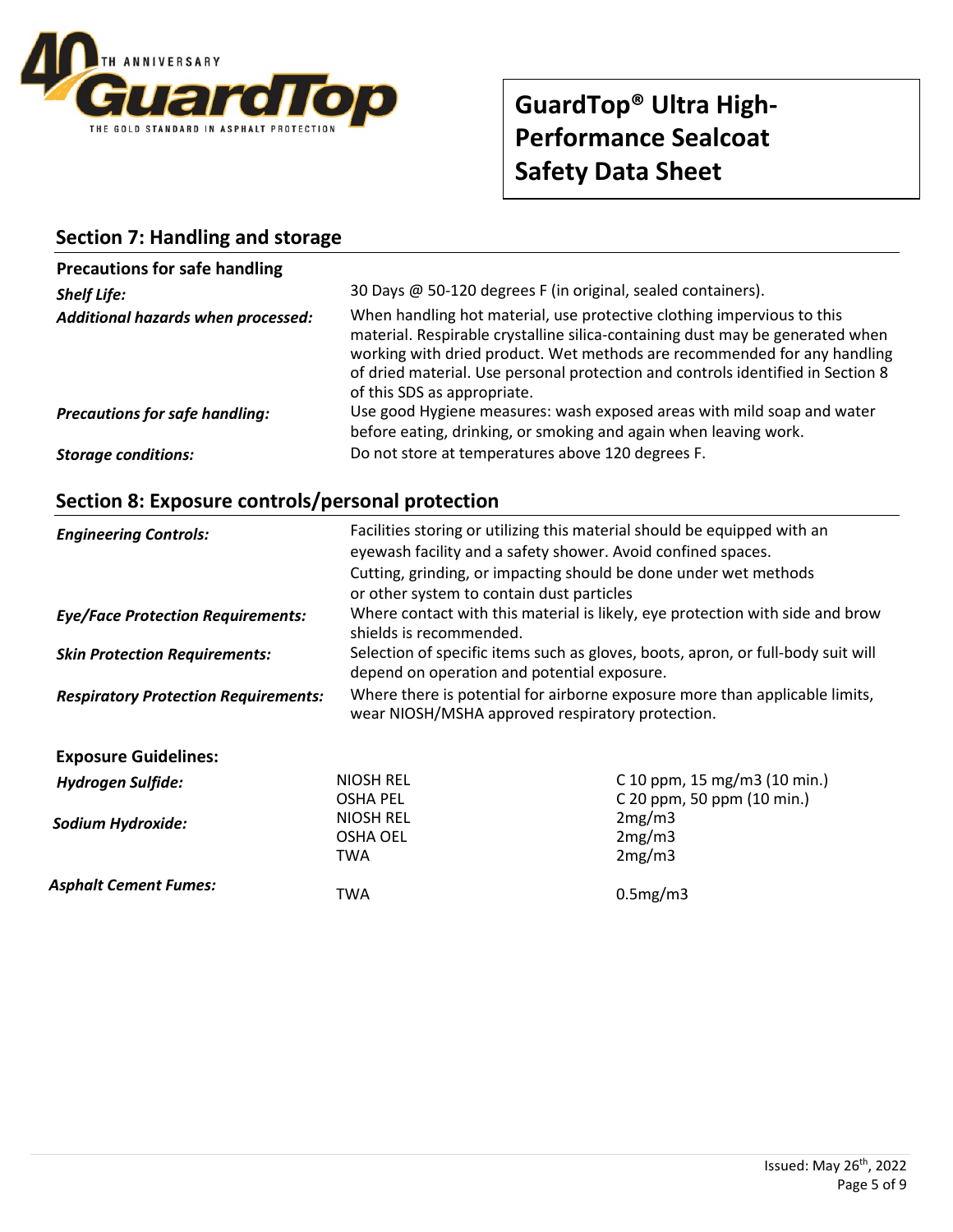## Section 7: Handling and storage

### Precautions for safe handling

| | |
|---|---|
| ***Shelf Life:*** | 30 Days @ 50-120 degrees F (in original, sealed containers). |
| ***Additional hazards when processed:*** | When handling hot material, use protective clothing impervious to this material. Respirable crystalline silica-containing dust may be generated when working with dried product. Wet methods are recommended for any handling of dried material. Use personal protection and controls identified in Section 8 of this SDS as appropriate. |
| ***Precautions for safe handling:*** | Use good Hygiene measures: wash exposed areas with mild soap and water before eating, drinking, or smoking and again when leaving work. |
| ***Storage conditions:*** | Do not store at temperatures above 120 degrees F. |

## Section 8: Exposure controls/personal protection

| | |
|---|---|
| ***Engineering Controls:*** | Facilities storing or utilizing this material should be equipped with an eyewash facility and a safety shower. Avoid confined spaces. Cutting, grinding, or impacting should be done under wet methods or other system to contain dust particles |
| ***Eye/Face Protection Requirements:*** | Where contact with this material is likely, eye protection with side and brow shields is recommended. |
| ***Skin Protection Requirements:*** | Selection of specific items such as gloves, boots, apron, or full-body suit will depend on operation and potential exposure. |
| ***Respiratory Protection Requirements:*** | Where there is potential for airborne exposure more than applicable limits, wear NIOSH/MSHA approved respiratory protection. |

### Exposure Guidelines:

| | | |
|---|---|---|
| ***Hydrogen Sulfide:*** | NIOSH REL | C 10 ppm, 15 mg/m3 (10 min.) |
| | OSHA PEL | C 20 ppm, 50 ppm (10 min.) |
| ***Sodium Hydroxide:*** | NIOSH REL | 2mg/m3 |
| | OSHA OEL | 2mg/m3 |
| | TWA | 2mg/m3 |
| ***Asphalt Cement Fumes:*** | TWA | 0.5mg/m3 |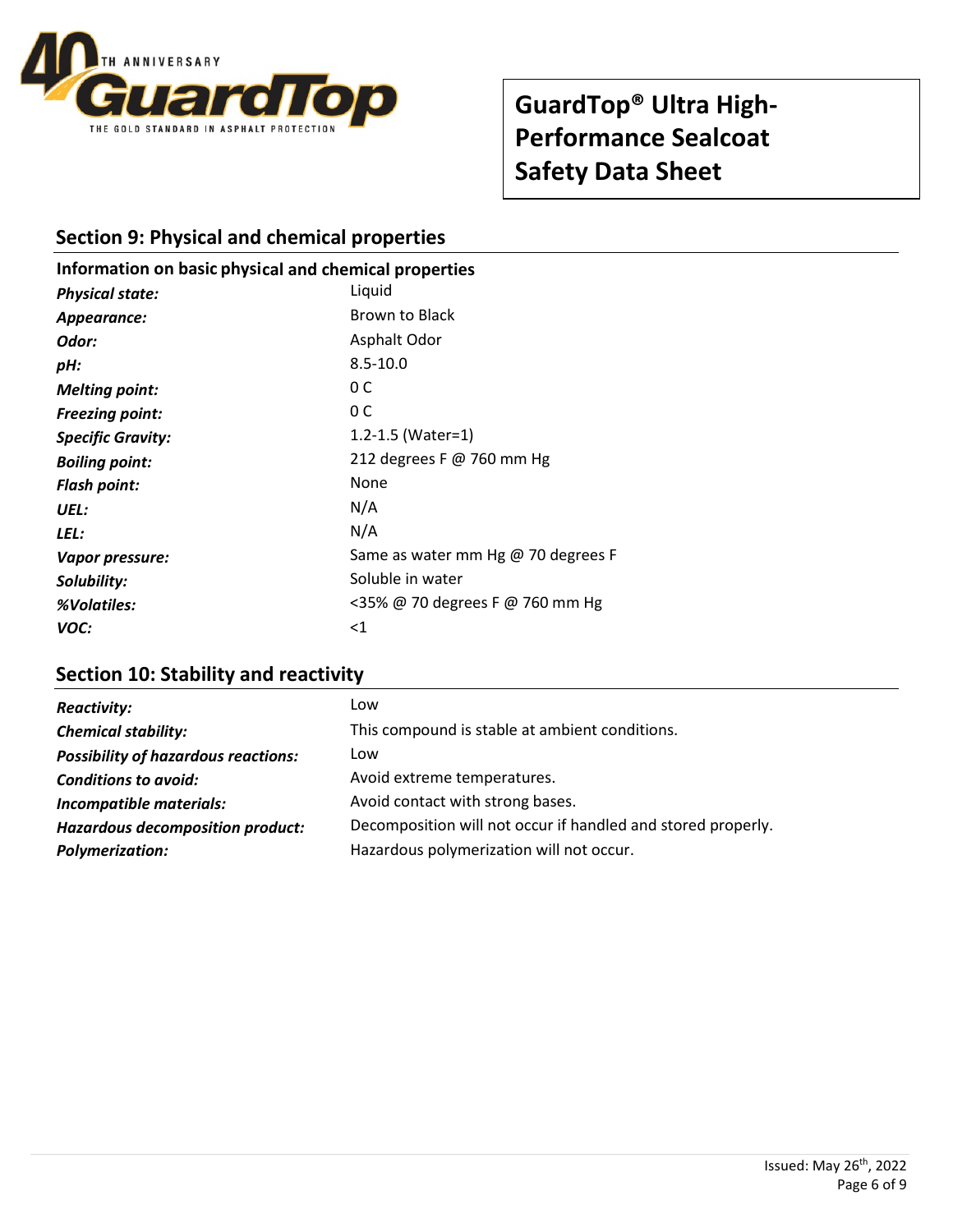## Section 9: Physical and chemical properties

### Information on basic physical and chemical properties

| | |
|---|---|
| ***Physical state:*** | Liquid |
| ***Appearance:*** | Brown to Black |
| ***Odor:*** | Asphalt Odor |
| ***pH:*** | 8.5-10.0 |
| ***Melting point:*** | 0 C |
| ***Freezing point:*** | 0 C |
| ***Specific Gravity:*** | 1.2-1.5 (Water=1) |
| ***Boiling point:*** | 212 degrees F @ 760 mm Hg |
| ***Flash point:*** | None |
| ***UEL:*** | N/A |
| ***LEL:*** | N/A |
| ***Vapor pressure:*** | Same as water mm Hg @ 70 degrees F |
| ***Solubility:*** | Soluble in water |
| ***%Volatiles:*** | <35% @ 70 degrees F @ 760 mm Hg |
| ***VOC:*** | <1 |

## Section 10: Stability and reactivity

| | |
|---|---|
| ***Reactivity:*** | Low |
| ***Chemical stability:*** | This compound is stable at ambient conditions. |
| ***Possibility of hazardous reactions:*** | Low |
| ***Conditions to avoid:*** | Avoid extreme temperatures. |
| ***Incompatible materials:*** | Avoid contact with strong bases. |
| ***Hazardous decomposition product:*** | Decomposition will not occur if handled and stored properly. |
| ***Polymerization:*** | Hazardous polymerization will not occur. |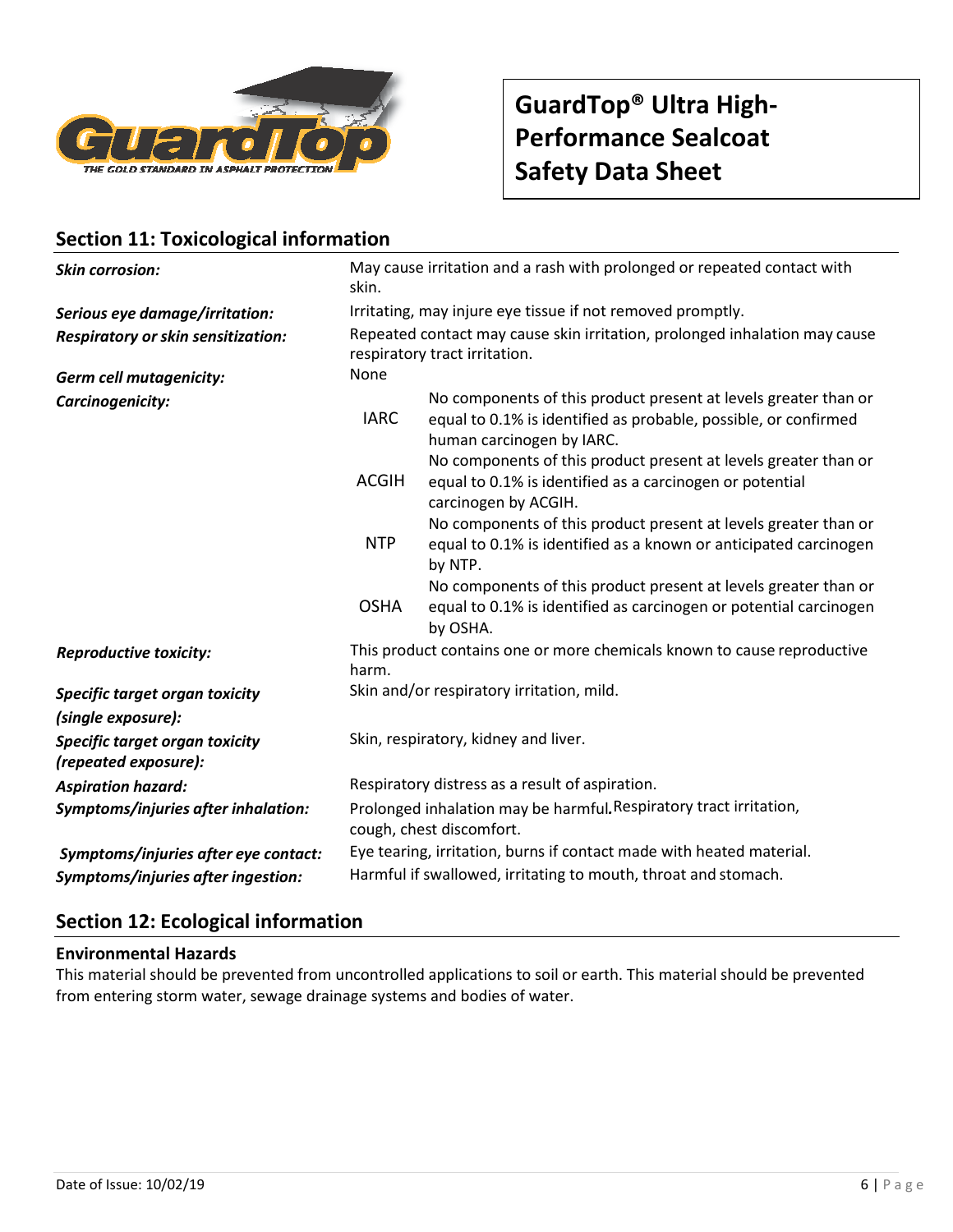## Section 11: Toxicological information

| | |
|---|---|
| ***Skin corrosion:*** | May cause irritation and a rash with prolonged or repeated contact with skin. |
| ***Serious eye damage/irritation:*** | Irritating, may injure eye tissue if not removed promptly. |
| ***Respiratory or skin sensitization:*** | Repeated contact may cause skin irritation, prolonged inhalation may cause respiratory tract irritation. |
| ***Germ cell mutagenicity:*** | None |
| ***Carcinogenicity:*** | IARC: No components of this product present at levels greater than or equal to 0.1% is identified as probable, possible, or confirmed human carcinogen by IARC. |
| | ACGIH: No components of this product present at levels greater than or equal to 0.1% is identified as a carcinogen or potential carcinogen by ACGIH. |
| | NTP: No components of this product present at levels greater than or equal to 0.1% is identified as a known or anticipated carcinogen by NTP. |
| | OSHA: No components of this product present at levels greater than or equal to 0.1% is identified as carcinogen or potential carcinogen by OSHA. |
| ***Reproductive toxicity:*** | This product contains one or more chemicals known to cause reproductive harm. |
| ***Specific target organ toxicity (single exposure):*** | Skin and/or respiratory irritation, mild. |
| ***Specific target organ toxicity (repeated exposure):*** | Skin, respiratory, kidney and liver. |
| ***Aspiration hazard:*** | Respiratory distress as a result of aspiration. |
| ***Symptoms/injuries after inhalation:*** | Prolonged inhalation may be harmful. Respiratory tract irritation, cough, chest discomfort. |
| ***Symptoms/injuries after eye contact:*** | Eye tearing, irritation, burns if contact made with heated material. |
| ***Symptoms/injuries after ingestion:*** | Harmful if swallowed, irritating to mouth, throat and stomach. |

## Section 12: Ecological information

**Environmental Hazards**

This material should be prevented from uncontrolled applications to soil or earth. This material should be prevented from entering storm water, sewage drainage systems and bodies of water.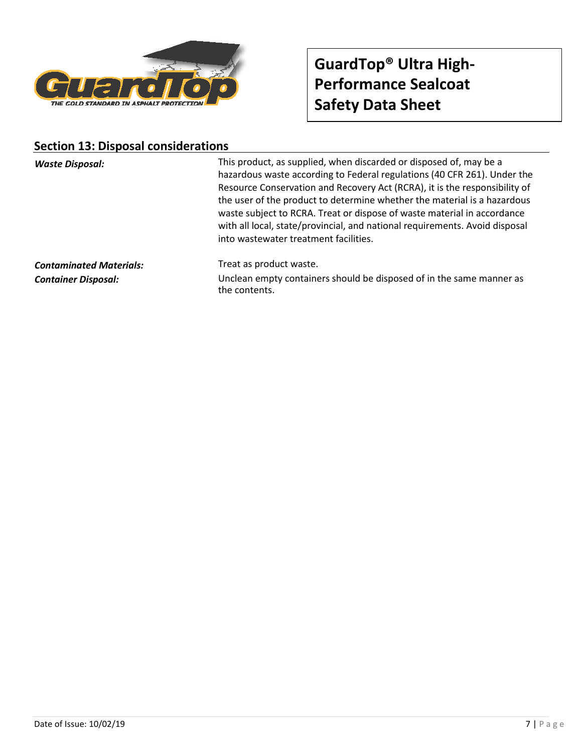## Section 13: Disposal considerations

| | |
|---|---|
| ***Waste Disposal:*** | This product, as supplied, when discarded or disposed of, may be a hazardous waste according to Federal regulations (40 CFR 261). Under the Resource Conservation and Recovery Act (RCRA), it is the responsibility of the user of the product to determine whether the material is a hazardous waste subject to RCRA. Treat or dispose of waste material in accordance with all local, state/provincial, and national requirements. Avoid disposal into wastewater treatment facilities. |
| ***Contaminated Materials:*** | Treat as product waste. |
| ***Container Disposal:*** | Unclean empty containers should be disposed of in the same manner as the contents. |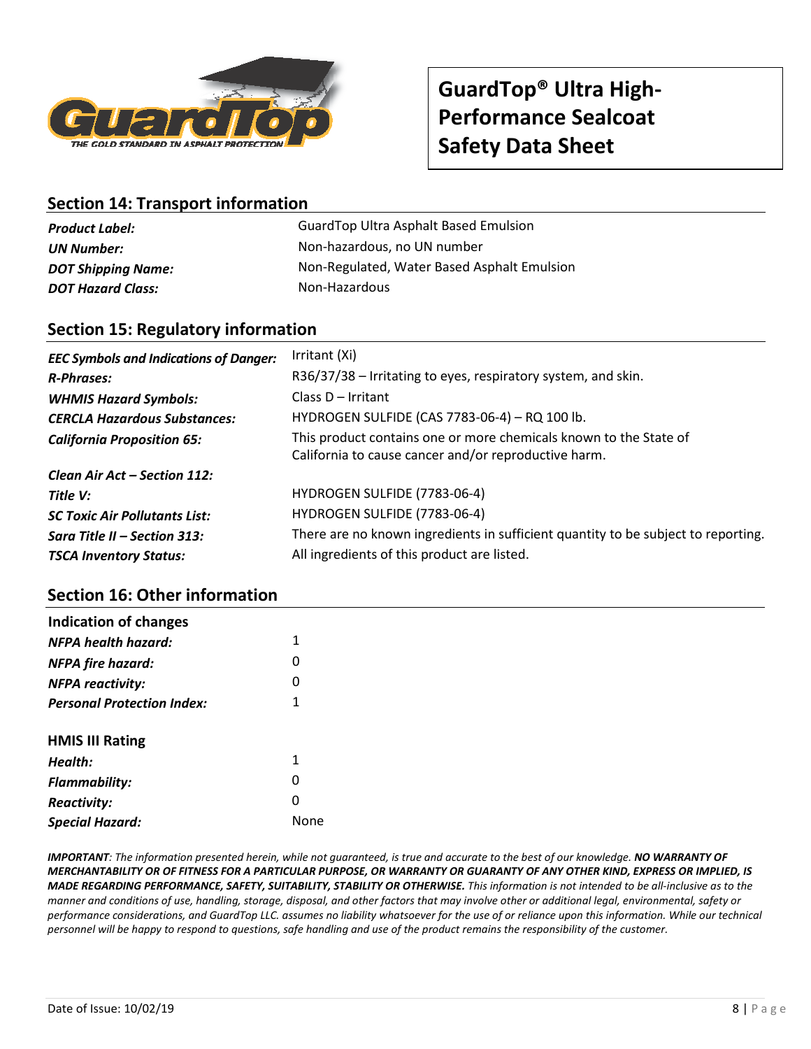GuardTop® Ultra High-Performance Sealcoat Safety Data Sheet

## Section 14: Transport information

| | |
|---|---|
| ***Product Label:*** | GuardTop Ultra Asphalt Based Emulsion |
| ***UN Number:*** | Non-hazardous, no UN number |
| ***DOT Shipping Name:*** | Non-Regulated, Water Based Asphalt Emulsion |
| ***DOT Hazard Class:*** | Non-Hazardous |

## Section 15: Regulatory information

| | |
|---|---|
| ***EEC Symbols and Indications of Danger:*** | Irritant (Xi) |
| ***R-Phrases:*** | R36/37/38 – Irritating to eyes, respiratory system, and skin. |
| ***WHMIS Hazard Symbols:*** | Class D – Irritant |
| ***CERCLA Hazardous Substances:*** | HYDROGEN SULFIDE (CAS 7783-06-4) – RQ 100 lb. |
| ***California Proposition 65:*** | This product contains one or more chemicals known to the State of California to cause cancer and/or reproductive harm. |
| ***Clean Air Act – Section 112:*** | |
| ***Title V:*** | HYDROGEN SULFIDE (7783-06-4) |
| ***SC Toxic Air Pollutants List:*** | HYDROGEN SULFIDE (7783-06-4) |
| ***Sara Title II – Section 313:*** | There are no known ingredients in sufficient quantity to be subject to reporting. |
| ***TSCA Inventory Status:*** | All ingredients of this product are listed. |

## Section 16: Other information

**Indication of changes**

| | |
|---|---|
| ***NFPA health hazard:*** | 1 |
| ***NFPA fire hazard:*** | 0 |
| ***NFPA reactivity:*** | 0 |
| ***Personal Protection Index:*** | 1 |

**HMIS III Rating**

| | |
|---|---|
| ***Health:*** | 1 |
| ***Flammability:*** | 0 |
| ***Reactivity:*** | 0 |
| ***Special Hazard:*** | None |

*IMPORTANT: The information presented herein, while not guaranteed, is true and accurate to the best of our knowledge.* ***NO WARRANTY OF MERCHANTABILITY OR OF FITNESS FOR A PARTICULAR PURPOSE, OR WARRANTY OR GUARANTY OF ANY OTHER KIND, EXPRESS OR IMPLIED, IS MADE REGARDING PERFORMANCE, SAFETY, SUITABILITY, STABILITY OR OTHERWISE.*** *This information is not intended to be all-inclusive as to the manner and conditions of use, handling, storage, disposal, and other factors that may involve other or additional legal, environmental, safety or performance considerations, and GuardTop LLC. assumes no liability whatsoever for the use of or reliance upon this information. While our technical personnel will be happy to respond to questions, safe handling and use of the product remains the responsibility of the customer.*

Date of Issue: 10/02/19